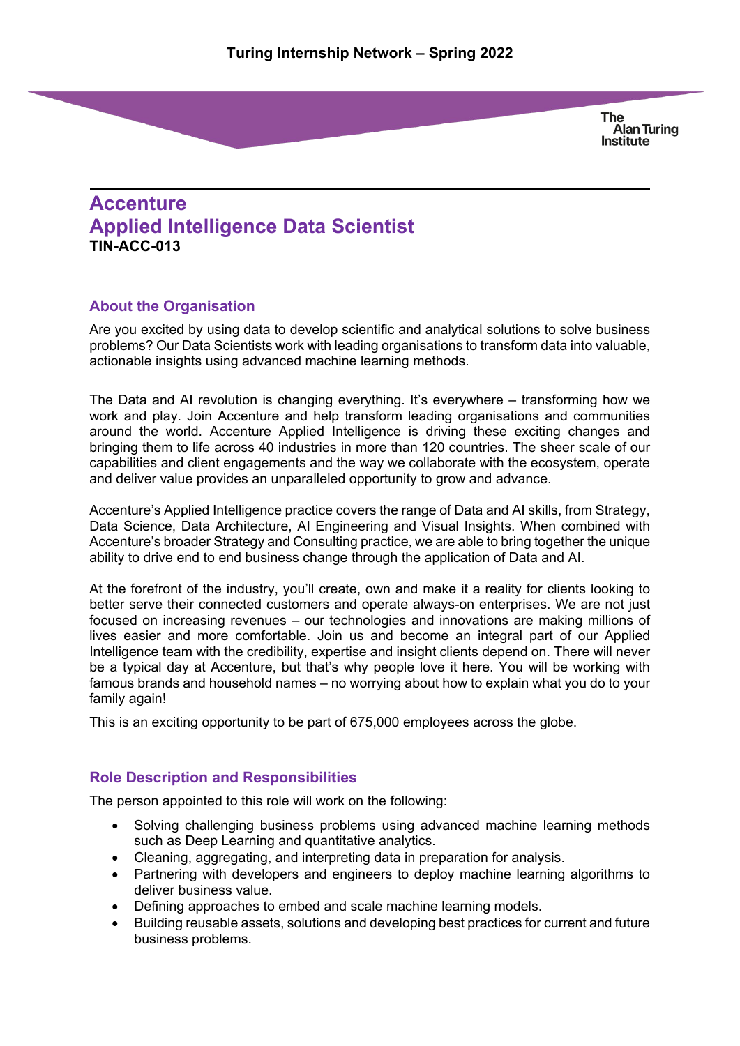Turing Internship Network – Spring 2022

# Accenture
# Applied Intelligence Data Scientist
**TIN-ACC-013**

## About the Organisation

Are you excited by using data to develop scientific and analytical solutions to solve business problems? Our Data Scientists work with leading organisations to transform data into valuable, actionable insights using advanced machine learning methods.

The Data and AI revolution is changing everything. It's everywhere – transforming how we work and play. Join Accenture and help transform leading organisations and communities around the world. Accenture Applied Intelligence is driving these exciting changes and bringing them to life across 40 industries in more than 120 countries. The sheer scale of our capabilities and client engagements and the way we collaborate with the ecosystem, operate and deliver value provides an unparalleled opportunity to grow and advance.

Accenture's Applied Intelligence practice covers the range of Data and AI skills, from Strategy, Data Science, Data Architecture, AI Engineering and Visual Insights. When combined with Accenture's broader Strategy and Consulting practice, we are able to bring together the unique ability to drive end to end business change through the application of Data and AI.

At the forefront of the industry, you'll create, own and make it a reality for clients looking to better serve their connected customers and operate always-on enterprises. We are not just focused on increasing revenues – our technologies and innovations are making millions of lives easier and more comfortable. Join us and become an integral part of our Applied Intelligence team with the credibility, expertise and insight clients depend on. There will never be a typical day at Accenture, but that's why people love it here. You will be working with famous brands and household names – no worrying about how to explain what you do to your family again!

This is an exciting opportunity to be part of 675,000 employees across the globe.

## Role Description and Responsibilities

The person appointed to this role will work on the following:

- Solving challenging business problems using advanced machine learning methods such as Deep Learning and quantitative analytics.
- Cleaning, aggregating, and interpreting data in preparation for analysis.
- Partnering with developers and engineers to deploy machine learning algorithms to deliver business value.
- Defining approaches to embed and scale machine learning models.
- Building reusable assets, solutions and developing best practices for current and future business problems.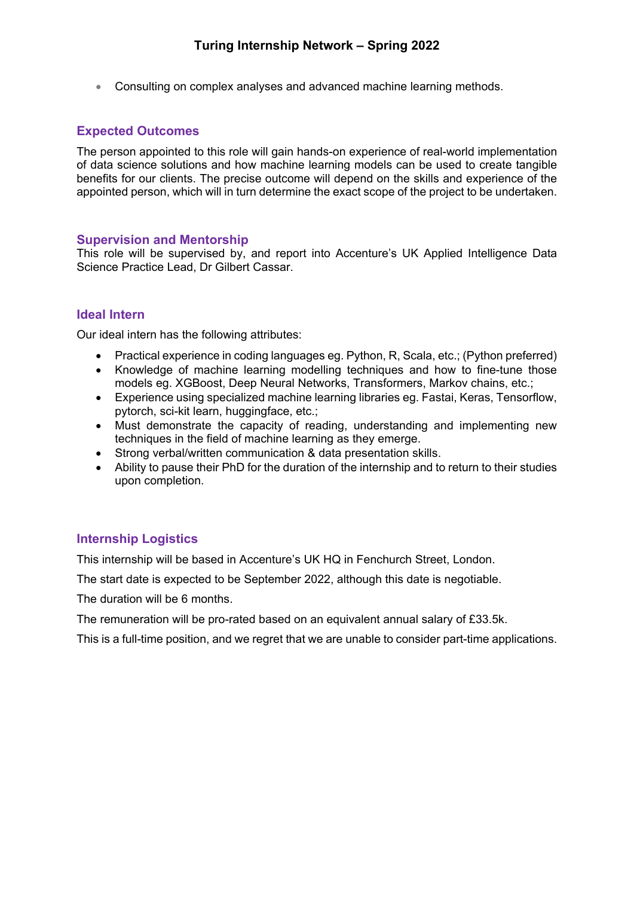- Consulting on complex analyses and advanced machine learning methods.

## Expected Outcomes

The person appointed to this role will gain hands-on experience of real-world implementation of data science solutions and how machine learning models can be used to create tangible benefits for our clients. The precise outcome will depend on the skills and experience of the appointed person, which will in turn determine the exact scope of the project to be undertaken.

## Supervision and Mentorship

This role will be supervised by, and report into Accenture's UK Applied Intelligence Data Science Practice Lead, Dr Gilbert Cassar.

## Ideal Intern

Our ideal intern has the following attributes:

- Practical experience in coding languages eg. Python, R, Scala, etc.; (Python preferred)
- Knowledge of machine learning modelling techniques and how to fine-tune those models eg. XGBoost, Deep Neural Networks, Transformers, Markov chains, etc.;
- Experience using specialized machine learning libraries eg. Fastai, Keras, Tensorflow, pytorch, sci-kit learn, huggingface, etc.;
- Must demonstrate the capacity of reading, understanding and implementing new techniques in the field of machine learning as they emerge.
- Strong verbal/written communication & data presentation skills.
- Ability to pause their PhD for the duration of the internship and to return to their studies upon completion.

## Internship Logistics

This internship will be based in Accenture's UK HQ in Fenchurch Street, London.

The start date is expected to be September 2022, although this date is negotiable.

The duration will be 6 months.

The remuneration will be pro-rated based on an equivalent annual salary of £33.5k.

This is a full-time position, and we regret that we are unable to consider part-time applications.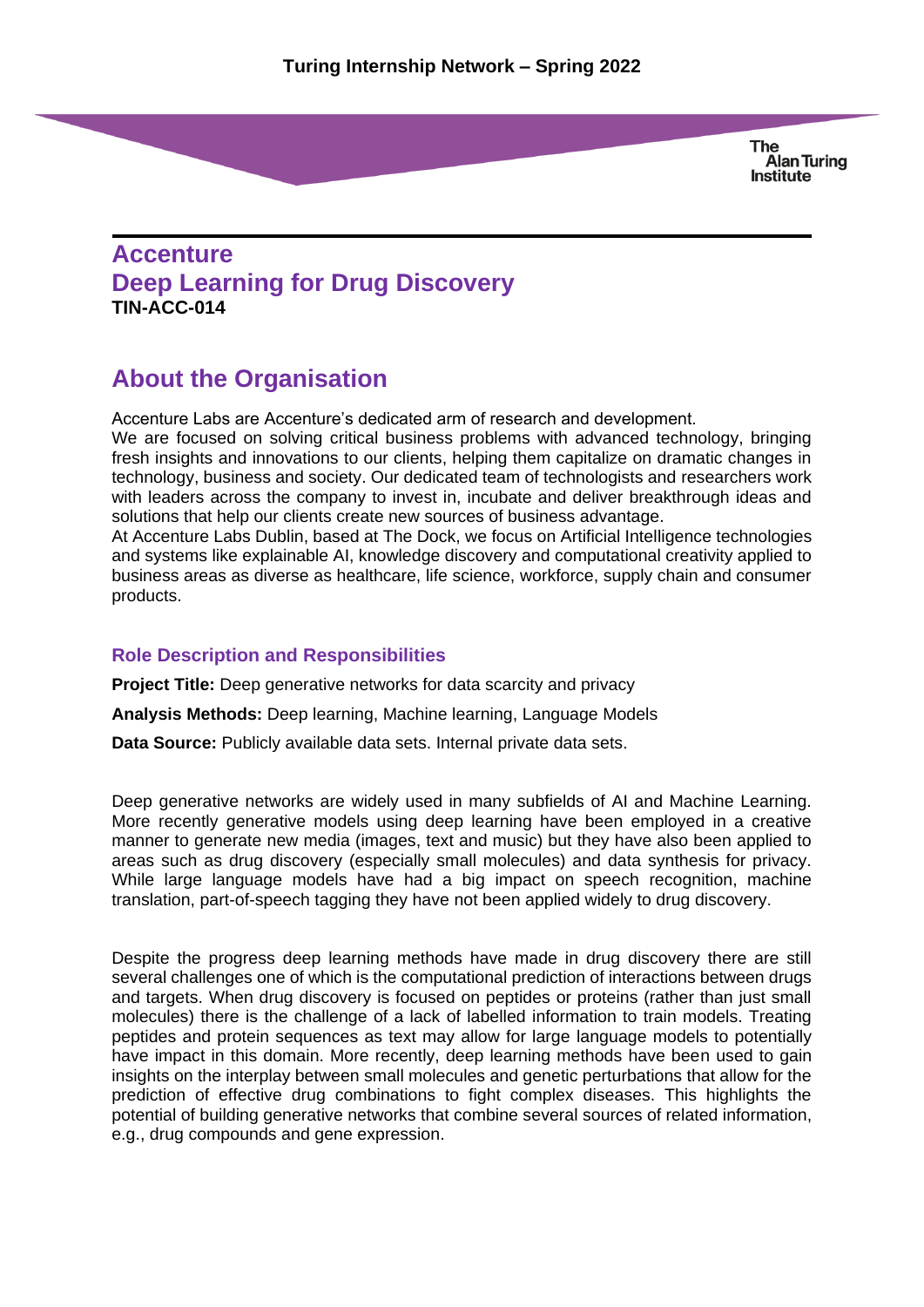# Accenture

# Deep Learning for Drug Discovery

**TIN-ACC-014**

## About the Organisation

Accenture Labs are Accenture's dedicated arm of research and development.
We are focused on solving critical business problems with advanced technology, bringing fresh insights and innovations to our clients, helping them capitalize on dramatic changes in technology, business and society. Our dedicated team of technologists and researchers work with leaders across the company to invest in, incubate and deliver breakthrough ideas and solutions that help our clients create new sources of business advantage.
At Accenture Labs Dublin, based at The Dock, we focus on Artificial Intelligence technologies and systems like explainable AI, knowledge discovery and computational creativity applied to business areas as diverse as healthcare, life science, workforce, supply chain and consumer products.

### Role Description and Responsibilities

**Project Title:** Deep generative networks for data scarcity and privacy

**Analysis Methods:** Deep learning, Machine learning, Language Models

**Data Source:** Publicly available data sets. Internal private data sets.

Deep generative networks are widely used in many subfields of AI and Machine Learning. More recently generative models using deep learning have been employed in a creative manner to generate new media (images, text and music) but they have also been applied to areas such as drug discovery (especially small molecules) and data synthesis for privacy. While large language models have had a big impact on speech recognition, machine translation, part-of-speech tagging they have not been applied widely to drug discovery.

Despite the progress deep learning methods have made in drug discovery there are still several challenges one of which is the computational prediction of interactions between drugs and targets. When drug discovery is focused on peptides or proteins (rather than just small molecules) there is the challenge of a lack of labelled information to train models. Treating peptides and protein sequences as text may allow for large language models to potentially have impact in this domain. More recently, deep learning methods have been used to gain insights on the interplay between small molecules and genetic perturbations that allow for the prediction of effective drug combinations to fight complex diseases. This highlights the potential of building generative networks that combine several sources of related information, e.g., drug compounds and gene expression.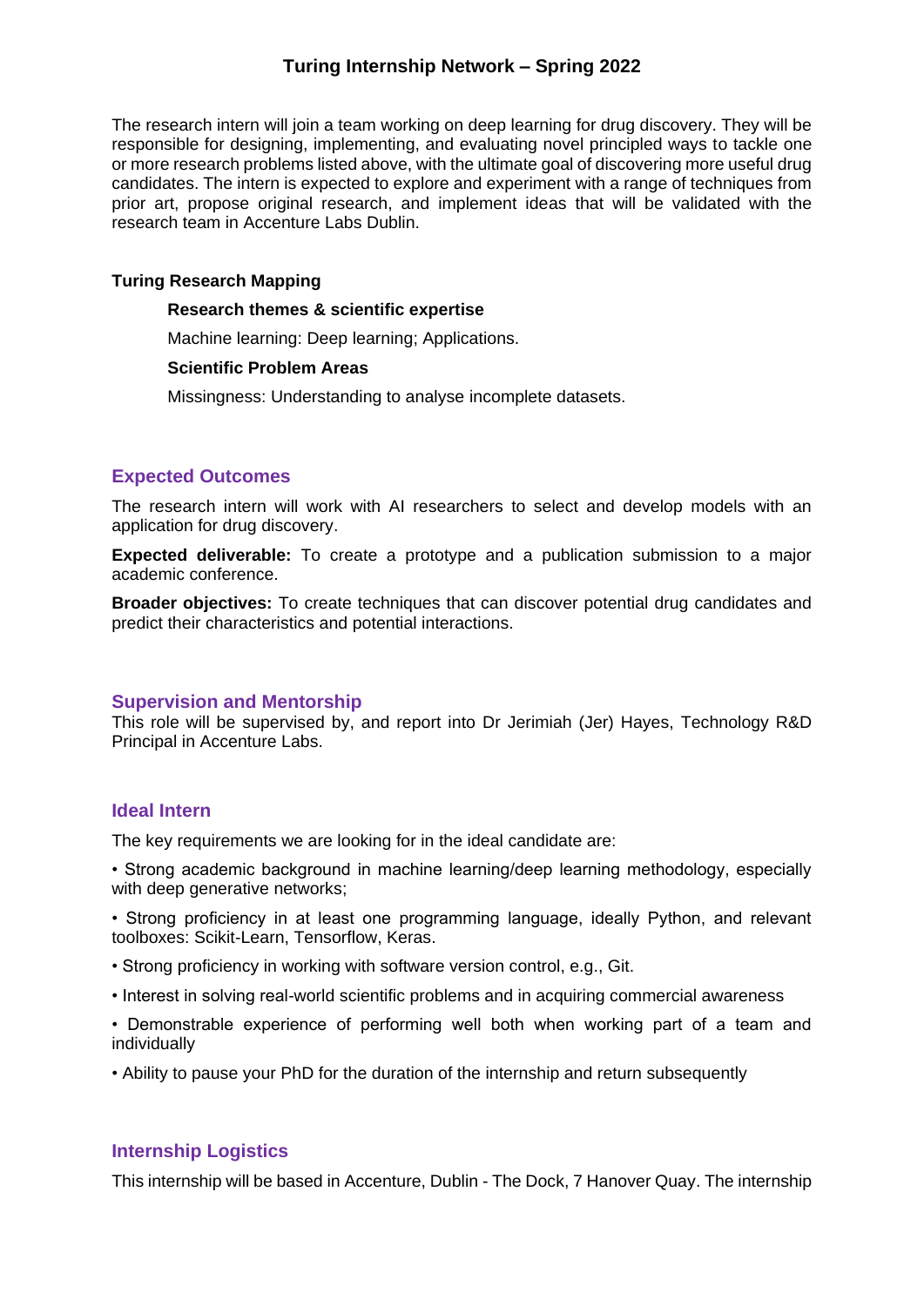# Turing Internship Network – Spring 2022

The research intern will join a team working on deep learning for drug discovery. They will be responsible for designing, implementing, and evaluating novel principled ways to tackle one or more research problems listed above, with the ultimate goal of discovering more useful drug candidates. The intern is expected to explore and experiment with a range of techniques from prior art, propose original research, and implement ideas that will be validated with the research team in Accenture Labs Dublin.

**Turing Research Mapping**

**Research themes & scientific expertise**

Machine learning: Deep learning; Applications.

**Scientific Problem Areas**

Missingness: Understanding to analyse incomplete datasets.

## Expected Outcomes

The research intern will work with AI researchers to select and develop models with an application for drug discovery.

**Expected deliverable:** To create a prototype and a publication submission to a major academic conference.

**Broader objectives:** To create techniques that can discover potential drug candidates and predict their characteristics and potential interactions.

## Supervision and Mentorship

This role will be supervised by, and report into Dr Jerimiah (Jer) Hayes, Technology R&D Principal in Accenture Labs.

## Ideal Intern

The key requirements we are looking for in the ideal candidate are:

• Strong academic background in machine learning/deep learning methodology, especially with deep generative networks;

• Strong proficiency in at least one programming language, ideally Python, and relevant toolboxes: Scikit-Learn, Tensorflow, Keras.

• Strong proficiency in working with software version control, e.g., Git.

• Interest in solving real-world scientific problems and in acquiring commercial awareness

• Demonstrable experience of performing well both when working part of a team and individually

• Ability to pause your PhD for the duration of the internship and return subsequently

## Internship Logistics

This internship will be based in Accenture, Dublin - The Dock, 7 Hanover Quay. The internship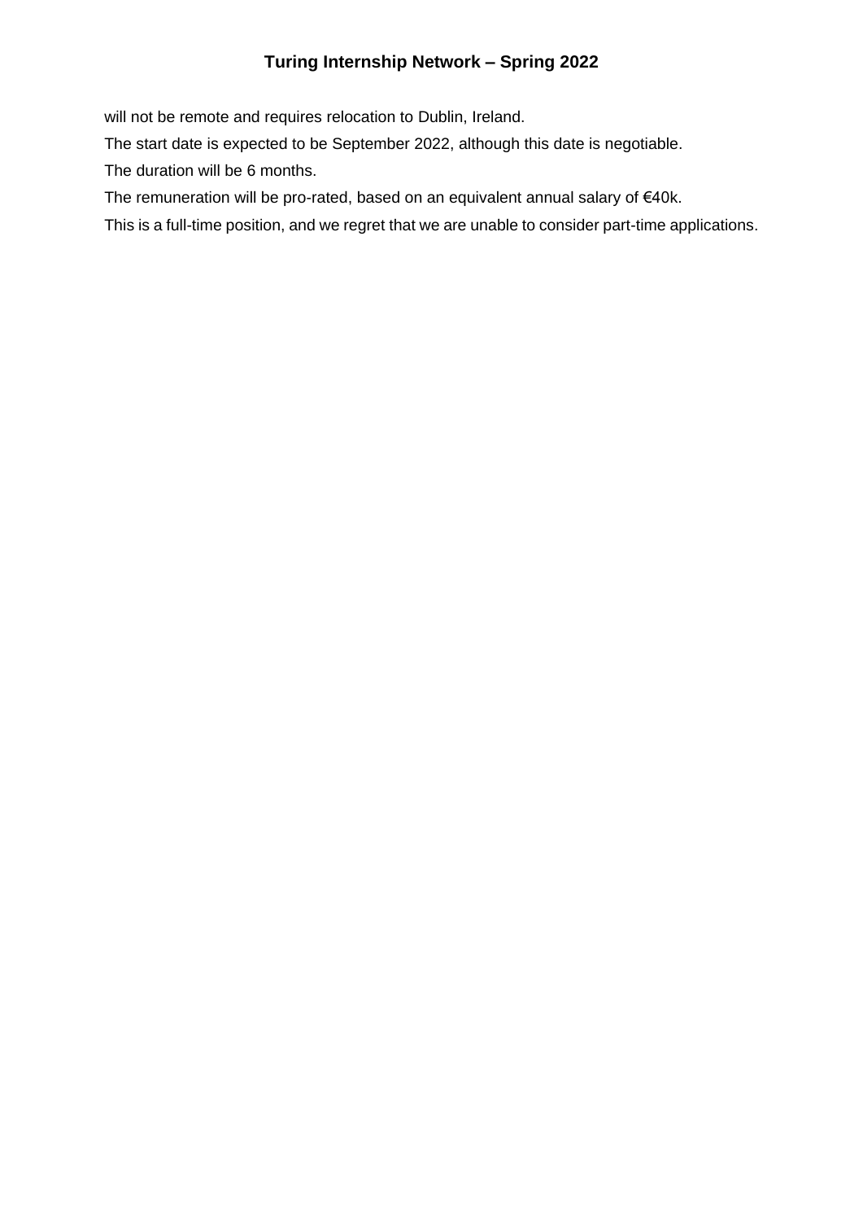will not be remote and requires relocation to Dublin, Ireland.

The start date is expected to be September 2022, although this date is negotiable.

The duration will be 6 months.

The remuneration will be pro-rated, based on an equivalent annual salary of €40k.

This is a full-time position, and we regret that we are unable to consider part-time applications.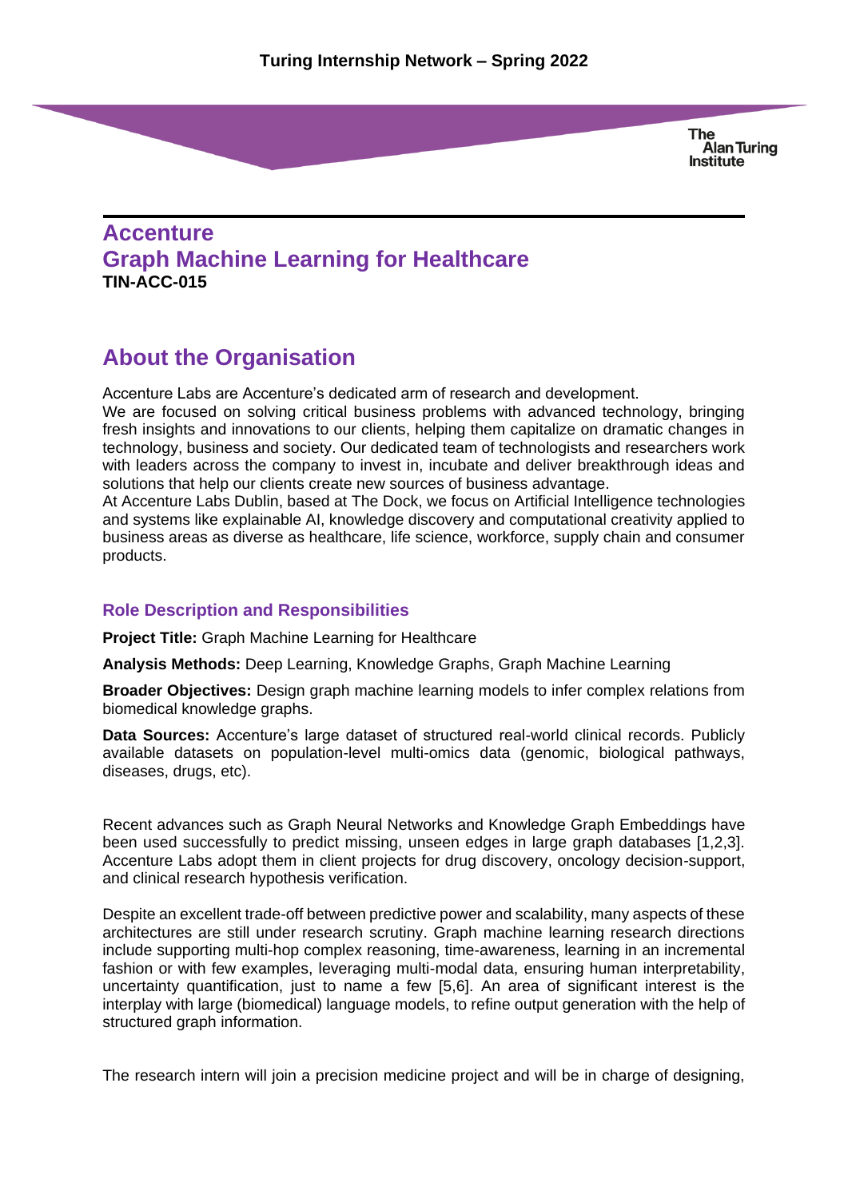# Accenture

# Graph Machine Learning for Healthcare

**TIN-ACC-015**

## About the Organisation

Accenture Labs are Accenture's dedicated arm of research and development.
We are focused on solving critical business problems with advanced technology, bringing fresh insights and innovations to our clients, helping them capitalize on dramatic changes in technology, business and society. Our dedicated team of technologists and researchers work with leaders across the company to invest in, incubate and deliver breakthrough ideas and solutions that help our clients create new sources of business advantage.
At Accenture Labs Dublin, based at The Dock, we focus on Artificial Intelligence technologies and systems like explainable AI, knowledge discovery and computational creativity applied to business areas as diverse as healthcare, life science, workforce, supply chain and consumer products.

### Role Description and Responsibilities

**Project Title:** Graph Machine Learning for Healthcare

**Analysis Methods:** Deep Learning, Knowledge Graphs, Graph Machine Learning

**Broader Objectives:** Design graph machine learning models to infer complex relations from biomedical knowledge graphs.

**Data Sources:** Accenture's large dataset of structured real-world clinical records. Publicly available datasets on population-level multi-omics data (genomic, biological pathways, diseases, drugs, etc).

Recent advances such as Graph Neural Networks and Knowledge Graph Embeddings have been used successfully to predict missing, unseen edges in large graph databases [1,2,3]. Accenture Labs adopt them in client projects for drug discovery, oncology decision-support, and clinical research hypothesis verification.

Despite an excellent trade-off between predictive power and scalability, many aspects of these architectures are still under research scrutiny. Graph machine learning research directions include supporting multi-hop complex reasoning, time-awareness, learning in an incremental fashion or with few examples, leveraging multi-modal data, ensuring human interpretability, uncertainty quantification, just to name a few [5,6]. An area of significant interest is the interplay with large (biomedical) language models, to refine output generation with the help of structured graph information.

The research intern will join a precision medicine project and will be in charge of designing,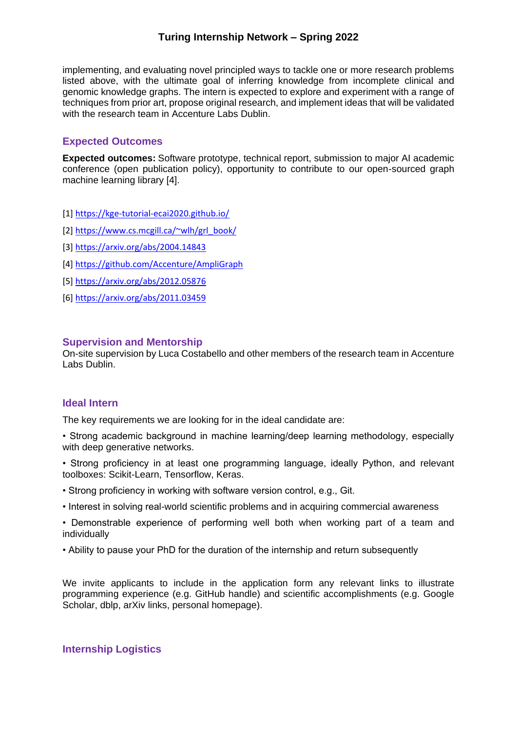implementing, and evaluating novel principled ways to tackle one or more research problems listed above, with the ultimate goal of inferring knowledge from incomplete clinical and genomic knowledge graphs. The intern is expected to explore and experiment with a range of techniques from prior art, propose original research, and implement ideas that will be validated with the research team in Accenture Labs Dublin.

## Expected Outcomes

**Expected outcomes:** Software prototype, technical report, submission to major AI academic conference (open publication policy), opportunity to contribute to our open-sourced graph machine learning library [4].

[1] https://kge-tutorial-ecai2020.github.io/

[2] https://www.cs.mcgill.ca/~wlh/grl_book/

[3] https://arxiv.org/abs/2004.14843

[4] https://github.com/Accenture/AmpliGraph

[5] https://arxiv.org/abs/2012.05876

[6] https://arxiv.org/abs/2011.03459

## Supervision and Mentorship

On-site supervision by Luca Costabello and other members of the research team in Accenture Labs Dublin.

## Ideal Intern

The key requirements we are looking for in the ideal candidate are:

- Strong academic background in machine learning/deep learning methodology, especially with deep generative networks.
- Strong proficiency in at least one programming language, ideally Python, and relevant toolboxes: Scikit-Learn, Tensorflow, Keras.
- Strong proficiency in working with software version control, e.g., Git.
- Interest in solving real-world scientific problems and in acquiring commercial awareness
- Demonstrable experience of performing well both when working part of a team and individually
- Ability to pause your PhD for the duration of the internship and return subsequently

We invite applicants to include in the application form any relevant links to illustrate programming experience (e.g. GitHub handle) and scientific accomplishments (e.g. Google Scholar, dblp, arXiv links, personal homepage).

## Internship Logistics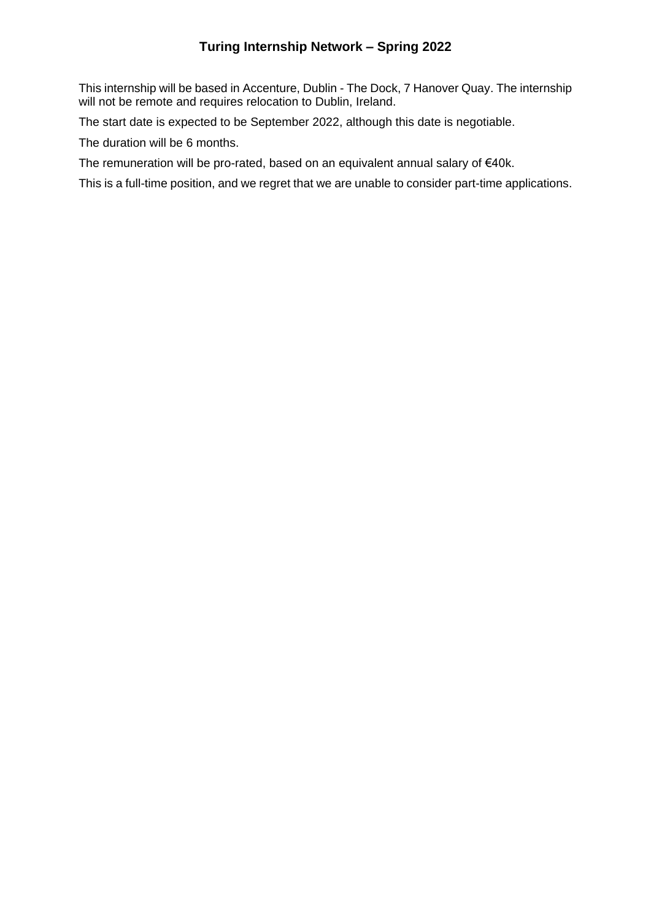# Turing Internship Network – Spring 2022

This internship will be based in Accenture, Dublin - The Dock, 7 Hanover Quay. The internship will not be remote and requires relocation to Dublin, Ireland.

The start date is expected to be September 2022, although this date is negotiable.

The duration will be 6 months.

The remuneration will be pro-rated, based on an equivalent annual salary of €40k.

This is a full-time position, and we regret that we are unable to consider part-time applications.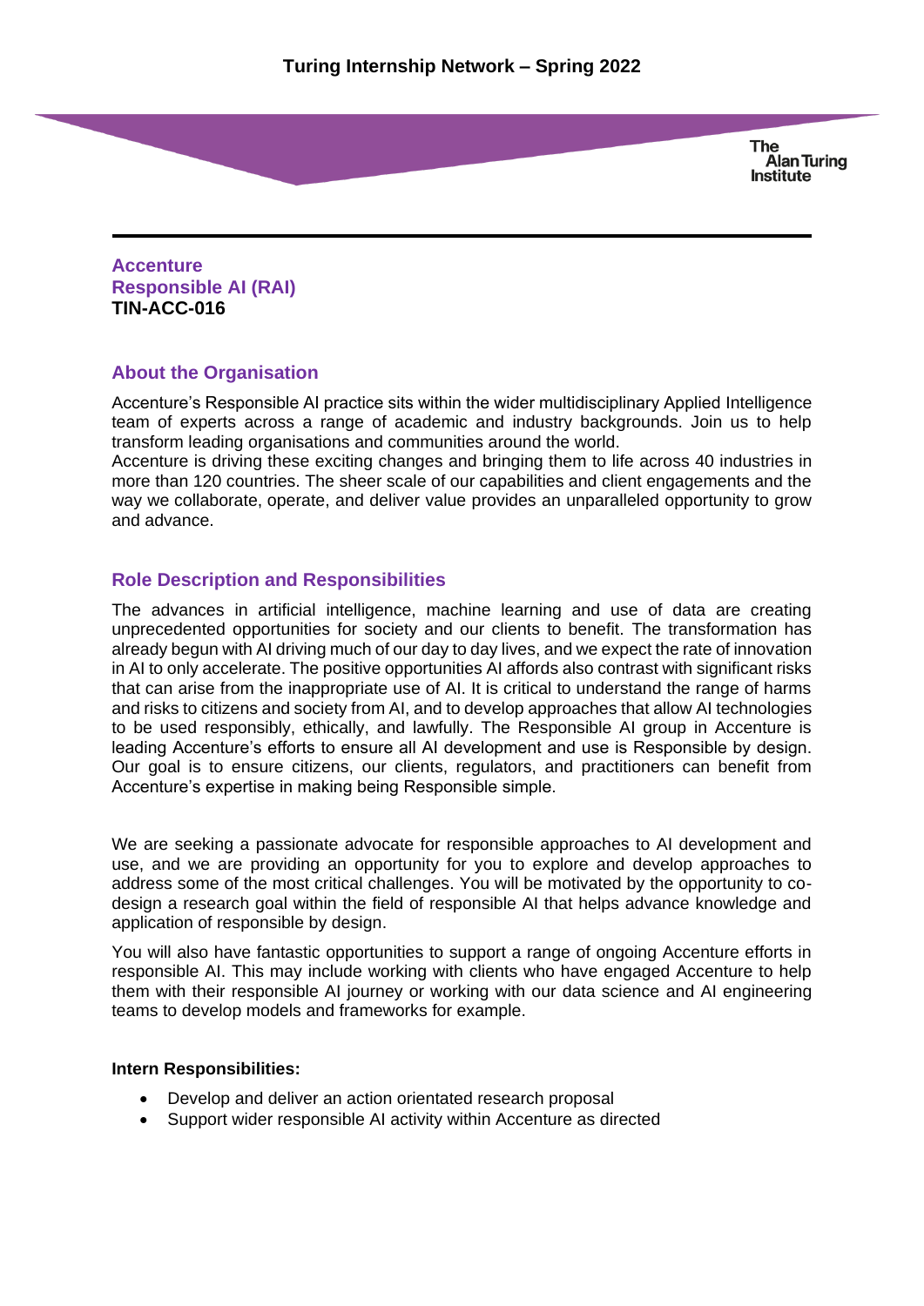**Accenture**
**Responsible AI (RAI)**
**TIN-ACC-016**

## About the Organisation

Accenture's Responsible AI practice sits within the wider multidisciplinary Applied Intelligence team of experts across a range of academic and industry backgrounds. Join us to help transform leading organisations and communities around the world.
Accenture is driving these exciting changes and bringing them to life across 40 industries in more than 120 countries. The sheer scale of our capabilities and client engagements and the way we collaborate, operate, and deliver value provides an unparalleled opportunity to grow and advance.

## Role Description and Responsibilities

The advances in artificial intelligence, machine learning and use of data are creating unprecedented opportunities for society and our clients to benefit. The transformation has already begun with AI driving much of our day to day lives, and we expect the rate of innovation in AI to only accelerate. The positive opportunities AI affords also contrast with significant risks that can arise from the inappropriate use of AI. It is critical to understand the range of harms and risks to citizens and society from AI, and to develop approaches that allow AI technologies to be used responsibly, ethically, and lawfully. The Responsible AI group in Accenture is leading Accenture's efforts to ensure all AI development and use is Responsible by design. Our goal is to ensure citizens, our clients, regulators, and practitioners can benefit from Accenture's expertise in making being Responsible simple.

We are seeking a passionate advocate for responsible approaches to AI development and use, and we are providing an opportunity for you to explore and develop approaches to address some of the most critical challenges. You will be motivated by the opportunity to co-design a research goal within the field of responsible AI that helps advance knowledge and application of responsible by design.

You will also have fantastic opportunities to support a range of ongoing Accenture efforts in responsible AI. This may include working with clients who have engaged Accenture to help them with their responsible AI journey or working with our data science and AI engineering teams to develop models and frameworks for example.

**Intern Responsibilities:**

- Develop and deliver an action orientated research proposal
- Support wider responsible AI activity within Accenture as directed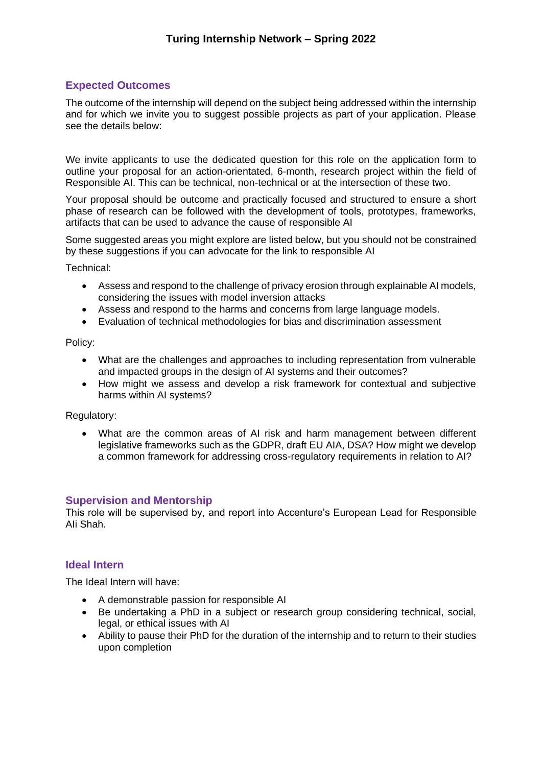## Expected Outcomes

The outcome of the internship will depend on the subject being addressed within the internship and for which we invite you to suggest possible projects as part of your application. Please see the details below:

We invite applicants to use the dedicated question for this role on the application form to outline your proposal for an action-orientated, 6-month, research project within the field of Responsible AI. This can be technical, non-technical or at the intersection of these two.

Your proposal should be outcome and practically focused and structured to ensure a short phase of research can be followed with the development of tools, prototypes, frameworks, artifacts that can be used to advance the cause of responsible AI

Some suggested areas you might explore are listed below, but you should not be constrained by these suggestions if you can advocate for the link to responsible AI

Technical:

- Assess and respond to the challenge of privacy erosion through explainable AI models, considering the issues with model inversion attacks
- Assess and respond to the harms and concerns from large language models.
- Evaluation of technical methodologies for bias and discrimination assessment

Policy:

- What are the challenges and approaches to including representation from vulnerable and impacted groups in the design of AI systems and their outcomes?
- How might we assess and develop a risk framework for contextual and subjective harms within AI systems?

Regulatory:

- What are the common areas of AI risk and harm management between different legislative frameworks such as the GDPR, draft EU AIA, DSA? How might we develop a common framework for addressing cross-regulatory requirements in relation to AI?

## Supervision and Mentorship

This role will be supervised by, and report into Accenture's European Lead for Responsible AIi Shah.

## Ideal Intern

The Ideal Intern will have:

- A demonstrable passion for responsible AI
- Be undertaking a PhD in a subject or research group considering technical, social, legal, or ethical issues with AI
- Ability to pause their PhD for the duration of the internship and to return to their studies upon completion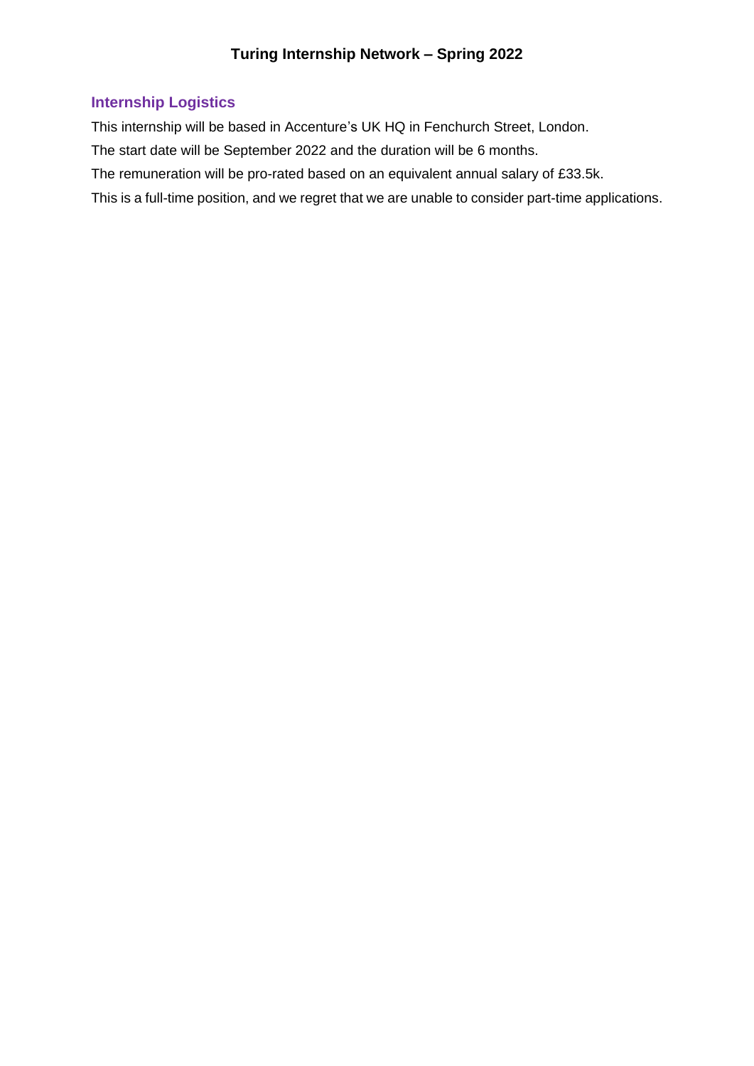## Internship Logistics

This internship will be based in Accenture's UK HQ in Fenchurch Street, London.

The start date will be September 2022 and the duration will be 6 months.

The remuneration will be pro-rated based on an equivalent annual salary of £33.5k.

This is a full-time position, and we regret that we are unable to consider part-time applications.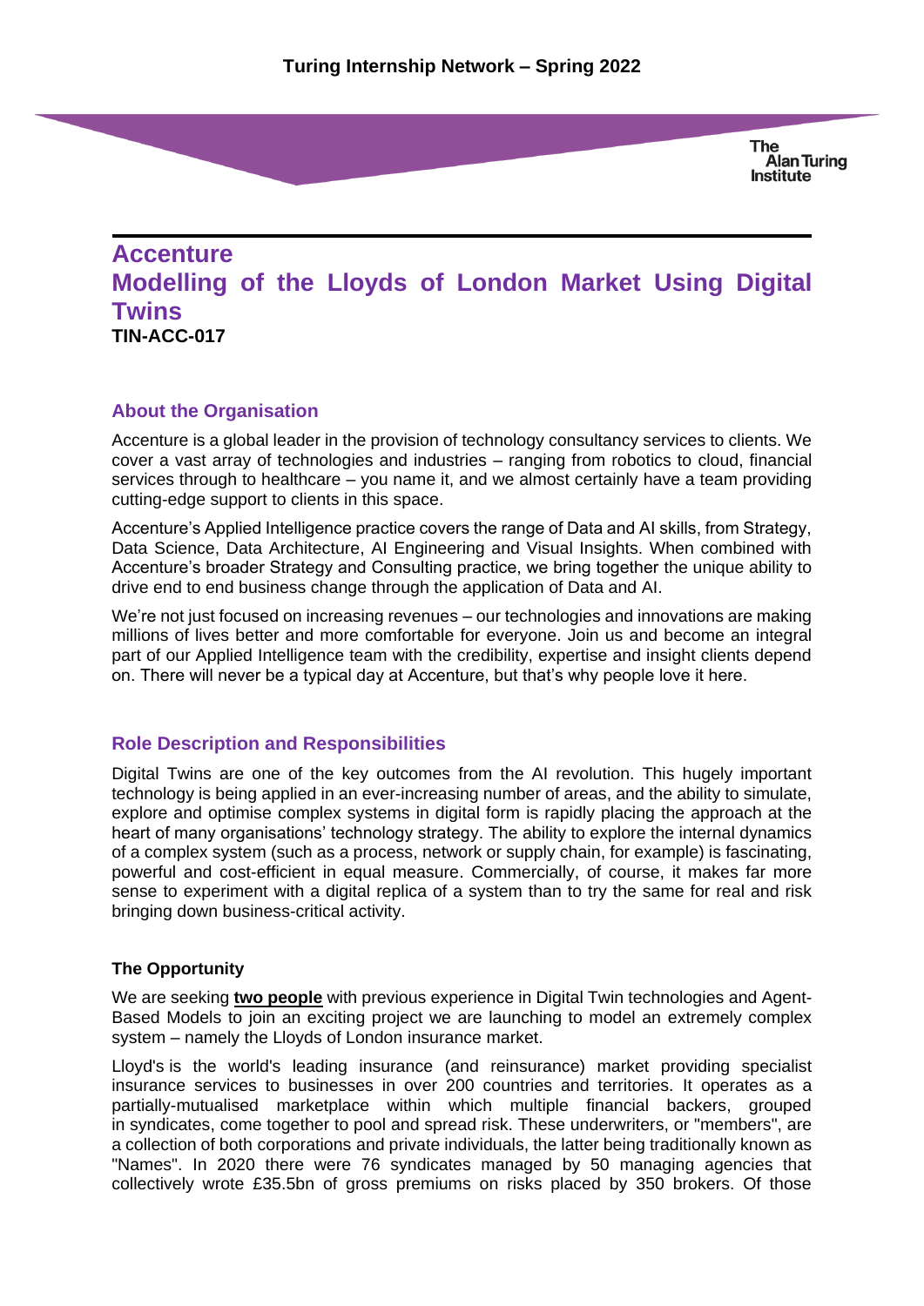# Accenture
# Modelling of the Lloyds of London Market Using Digital Twins
**TIN-ACC-017**

## About the Organisation

Accenture is a global leader in the provision of technology consultancy services to clients. We cover a vast array of technologies and industries – ranging from robotics to cloud, financial services through to healthcare – you name it, and we almost certainly have a team providing cutting-edge support to clients in this space.

Accenture's Applied Intelligence practice covers the range of Data and AI skills, from Strategy, Data Science, Data Architecture, AI Engineering and Visual Insights. When combined with Accenture's broader Strategy and Consulting practice, we bring together the unique ability to drive end to end business change through the application of Data and AI.

We're not just focused on increasing revenues – our technologies and innovations are making millions of lives better and more comfortable for everyone. Join us and become an integral part of our Applied Intelligence team with the credibility, expertise and insight clients depend on. There will never be a typical day at Accenture, but that's why people love it here.

## Role Description and Responsibilities

Digital Twins are one of the key outcomes from the AI revolution. This hugely important technology is being applied in an ever-increasing number of areas, and the ability to simulate, explore and optimise complex systems in digital form is rapidly placing the approach at the heart of many organisations' technology strategy. The ability to explore the internal dynamics of a complex system (such as a process, network or supply chain, for example) is fascinating, powerful and cost-efficient in equal measure. Commercially, of course, it makes far more sense to experiment with a digital replica of a system than to try the same for real and risk bringing down business-critical activity.

### The Opportunity

We are seeking **two people** with previous experience in Digital Twin technologies and Agent-Based Models to join an exciting project we are launching to model an extremely complex system – namely the Lloyds of London insurance market.

Lloyd's is the world's leading insurance (and reinsurance) market providing specialist insurance services to businesses in over 200 countries and territories. It operates as a partially-mutualised marketplace within which multiple financial backers, grouped in syndicates, come together to pool and spread risk. These underwriters, or "members", are a collection of both corporations and private individuals, the latter being traditionally known as "Names". In 2020 there were 76 syndicates managed by 50 managing agencies that collectively wrote £35.5bn of gross premiums on risks placed by 350 brokers. Of those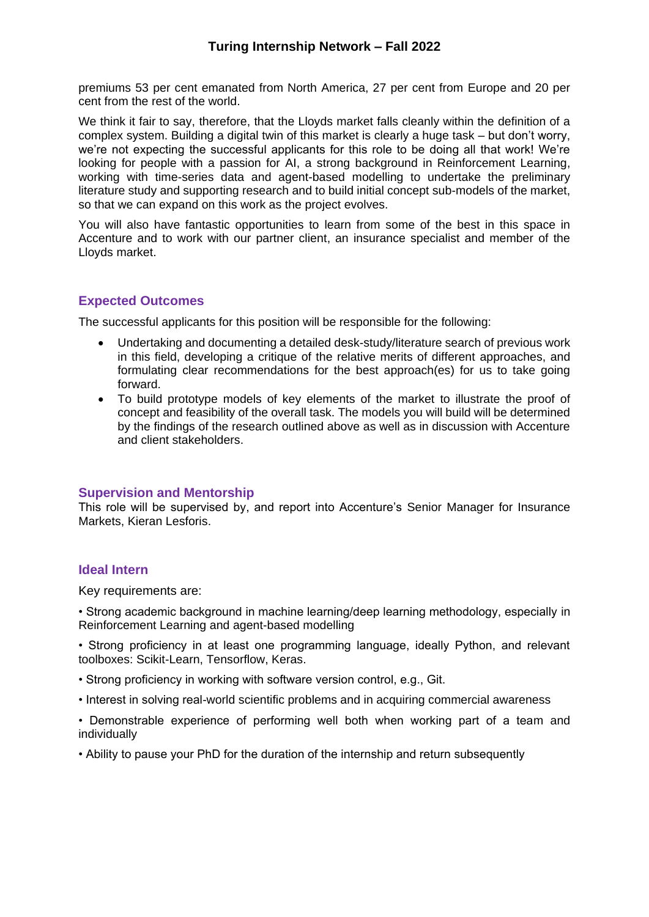premiums 53 per cent emanated from North America, 27 per cent from Europe and 20 per cent from the rest of the world.

We think it fair to say, therefore, that the Lloyds market falls cleanly within the definition of a complex system. Building a digital twin of this market is clearly a huge task – but don't worry, we're not expecting the successful applicants for this role to be doing all that work! We're looking for people with a passion for AI, a strong background in Reinforcement Learning, working with time-series data and agent-based modelling to undertake the preliminary literature study and supporting research and to build initial concept sub-models of the market, so that we can expand on this work as the project evolves.

You will also have fantastic opportunities to learn from some of the best in this space in Accenture and to work with our partner client, an insurance specialist and member of the Lloyds market.

## Expected Outcomes

The successful applicants for this position will be responsible for the following:

- Undertaking and documenting a detailed desk-study/literature search of previous work in this field, developing a critique of the relative merits of different approaches, and formulating clear recommendations for the best approach(es) for us to take going forward.
- To build prototype models of key elements of the market to illustrate the proof of concept and feasibility of the overall task. The models you will build will be determined by the findings of the research outlined above as well as in discussion with Accenture and client stakeholders.

## Supervision and Mentorship

This role will be supervised by, and report into Accenture's Senior Manager for Insurance Markets, Kieran Lesforis.

## Ideal Intern

Key requirements are:

• Strong academic background in machine learning/deep learning methodology, especially in Reinforcement Learning and agent-based modelling

• Strong proficiency in at least one programming language, ideally Python, and relevant toolboxes: Scikit-Learn, Tensorflow, Keras.

• Strong proficiency in working with software version control, e.g., Git.

• Interest in solving real-world scientific problems and in acquiring commercial awareness

• Demonstrable experience of performing well both when working part of a team and individually

• Ability to pause your PhD for the duration of the internship and return subsequently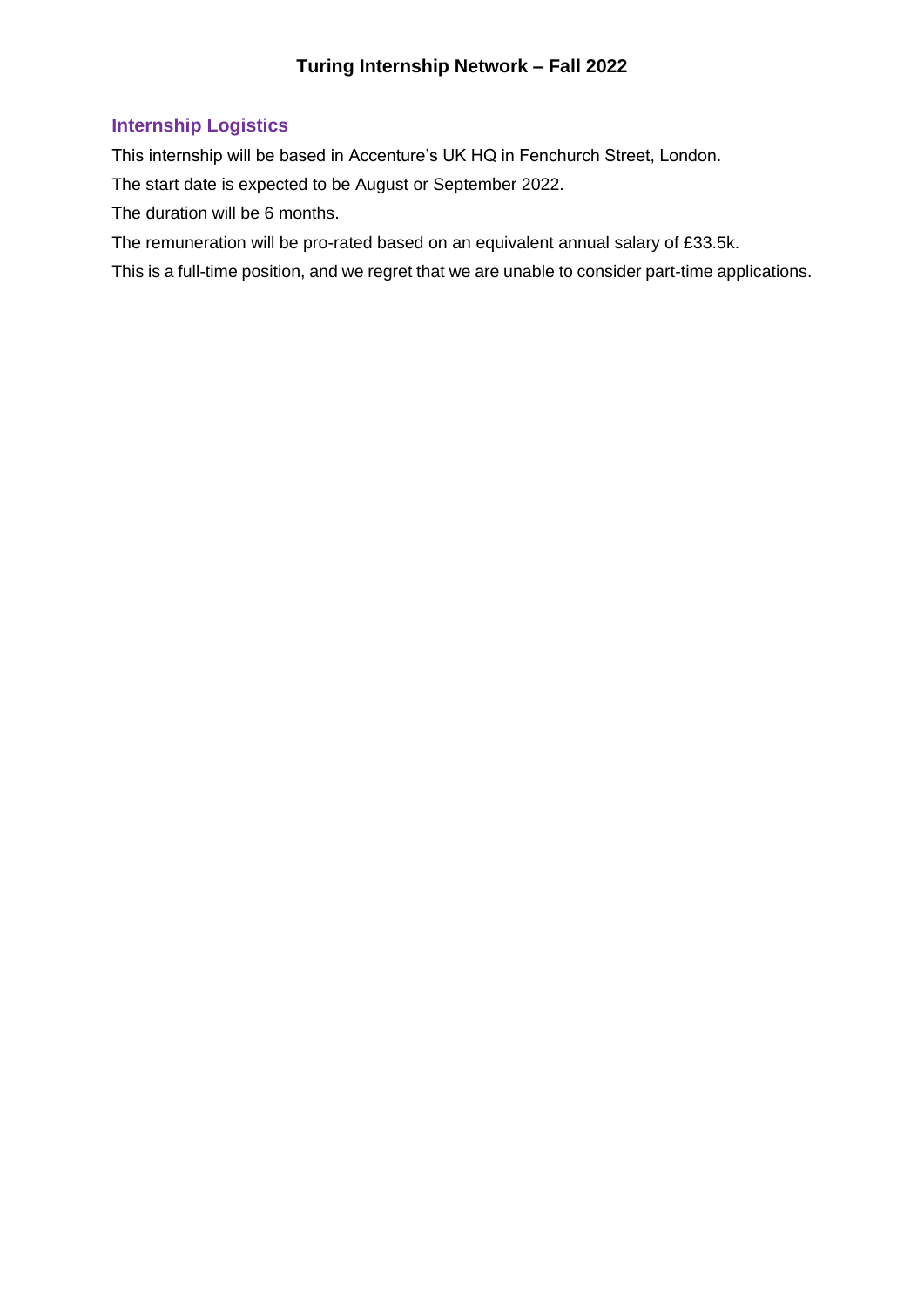## Internship Logistics

This internship will be based in Accenture's UK HQ in Fenchurch Street, London.

The start date is expected to be August or September 2022.

The duration will be 6 months.

The remuneration will be pro-rated based on an equivalent annual salary of £33.5k.

This is a full-time position, and we regret that we are unable to consider part-time applications.